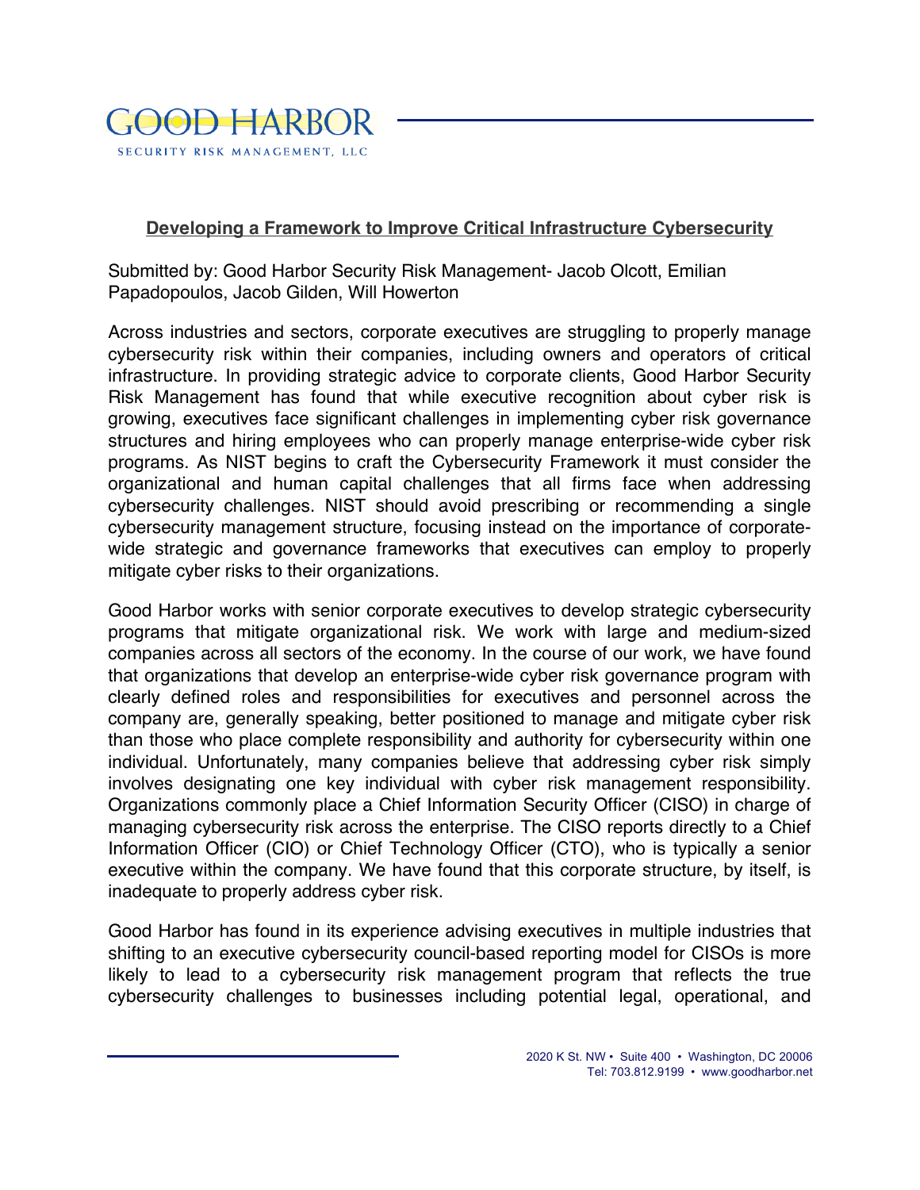GOOD HARBOR

SECURITY RISK MANAGEMENT, LLC

## Developing a Framework to Improve Critical Infrastructure Cybersecurity

Submitted by: Good Harbor Security Risk Management- Jacob Olcott, Emilian Papadopoulos, Jacob Gilden, Will Howerton

Across industries and sectors, corporate executives are struggling to properly manage cybersecurity risk within their companies, including owners and operators of critical infrastructure. In providing strategic advice to corporate clients, Good Harbor Security Risk Management has found that while executive recognition about cyber risk is growing, executives face significant challenges in implementing cyber risk governance structures and hiring employees who can properly manage enterprise-wide cyber risk programs. As NIST begins to craft the Cybersecurity Framework it must consider the organizational and human capital challenges that all firms face when addressing cybersecurity challenges. NIST should avoid prescribing or recommending a single cybersecurity management structure, focusing instead on the importance of corporate-wide strategic and governance frameworks that executives can employ to properly mitigate cyber risks to their organizations.

Good Harbor works with senior corporate executives to develop strategic cybersecurity programs that mitigate organizational risk. We work with large and medium-sized companies across all sectors of the economy. In the course of our work, we have found that organizations that develop an enterprise-wide cyber risk governance program with clearly defined roles and responsibilities for executives and personnel across the company are, generally speaking, better positioned to manage and mitigate cyber risk than those who place complete responsibility and authority for cybersecurity within one individual. Unfortunately, many companies believe that addressing cyber risk simply involves designating one key individual with cyber risk management responsibility. Organizations commonly place a Chief Information Security Officer (CISO) in charge of managing cybersecurity risk across the enterprise. The CISO reports directly to a Chief Information Officer (CIO) or Chief Technology Officer (CTO), who is typically a senior executive within the company. We have found that this corporate structure, by itself, is inadequate to properly address cyber risk.

Good Harbor has found in its experience advising executives in multiple industries that shifting to an executive cybersecurity council-based reporting model for CISOs is more likely to lead to a cybersecurity risk management program that reflects the true cybersecurity challenges to businesses including potential legal, operational, and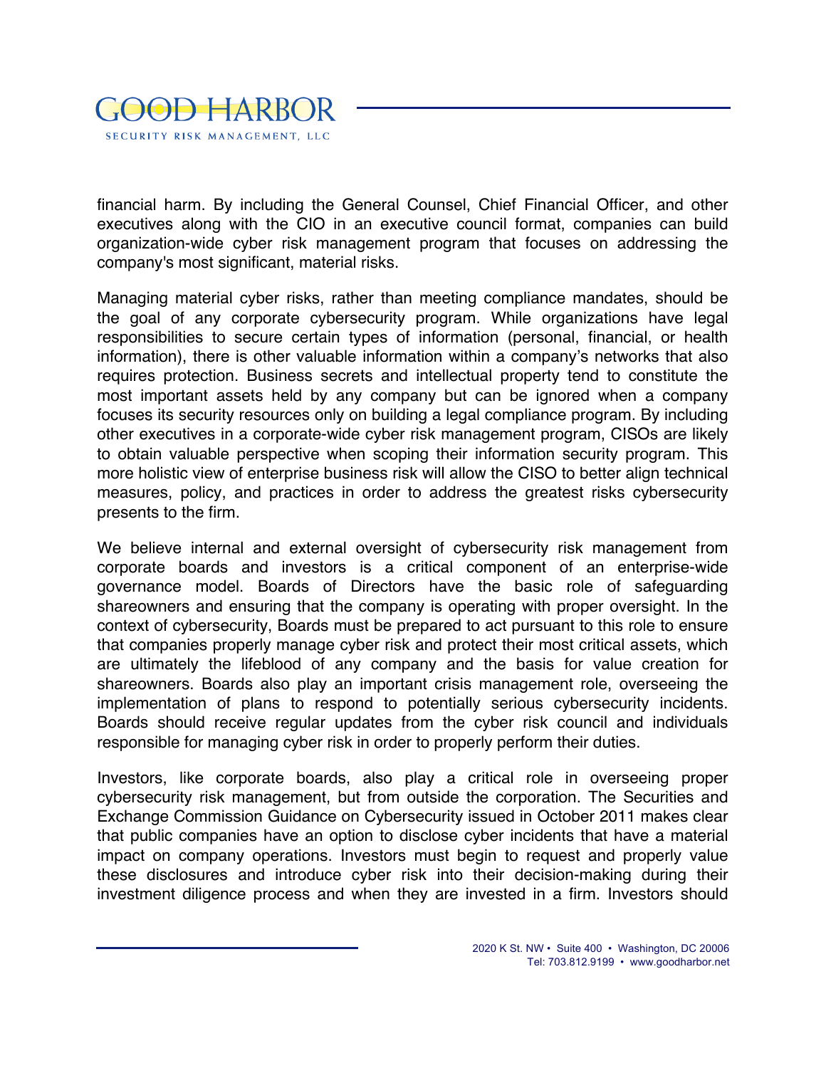financial harm. By including the General Counsel, Chief Financial Officer, and other executives along with the CIO in an executive council format, companies can build organization-wide cyber risk management program that focuses on addressing the company's most significant, material risks.

Managing material cyber risks, rather than meeting compliance mandates, should be the goal of any corporate cybersecurity program. While organizations have legal responsibilities to secure certain types of information (personal, financial, or health information), there is other valuable information within a company's networks that also requires protection. Business secrets and intellectual property tend to constitute the most important assets held by any company but can be ignored when a company focuses its security resources only on building a legal compliance program. By including other executives in a corporate-wide cyber risk management program, CISOs are likely to obtain valuable perspective when scoping their information security program. This more holistic view of enterprise business risk will allow the CISO to better align technical measures, policy, and practices in order to address the greatest risks cybersecurity presents to the firm.

We believe internal and external oversight of cybersecurity risk management from corporate boards and investors is a critical component of an enterprise-wide governance model. Boards of Directors have the basic role of safeguarding shareowners and ensuring that the company is operating with proper oversight. In the context of cybersecurity, Boards must be prepared to act pursuant to this role to ensure that companies properly manage cyber risk and protect their most critical assets, which are ultimately the lifeblood of any company and the basis for value creation for shareowners. Boards also play an important crisis management role, overseeing the implementation of plans to respond to potentially serious cybersecurity incidents. Boards should receive regular updates from the cyber risk council and individuals responsible for managing cyber risk in order to properly perform their duties.

Investors, like corporate boards, also play a critical role in overseeing proper cybersecurity risk management, but from outside the corporation. The Securities and Exchange Commission Guidance on Cybersecurity issued in October 2011 makes clear that public companies have an option to disclose cyber incidents that have a material impact on company operations. Investors must begin to request and properly value these disclosures and introduce cyber risk into their decision-making during their investment diligence process and when they are invested in a firm. Investors should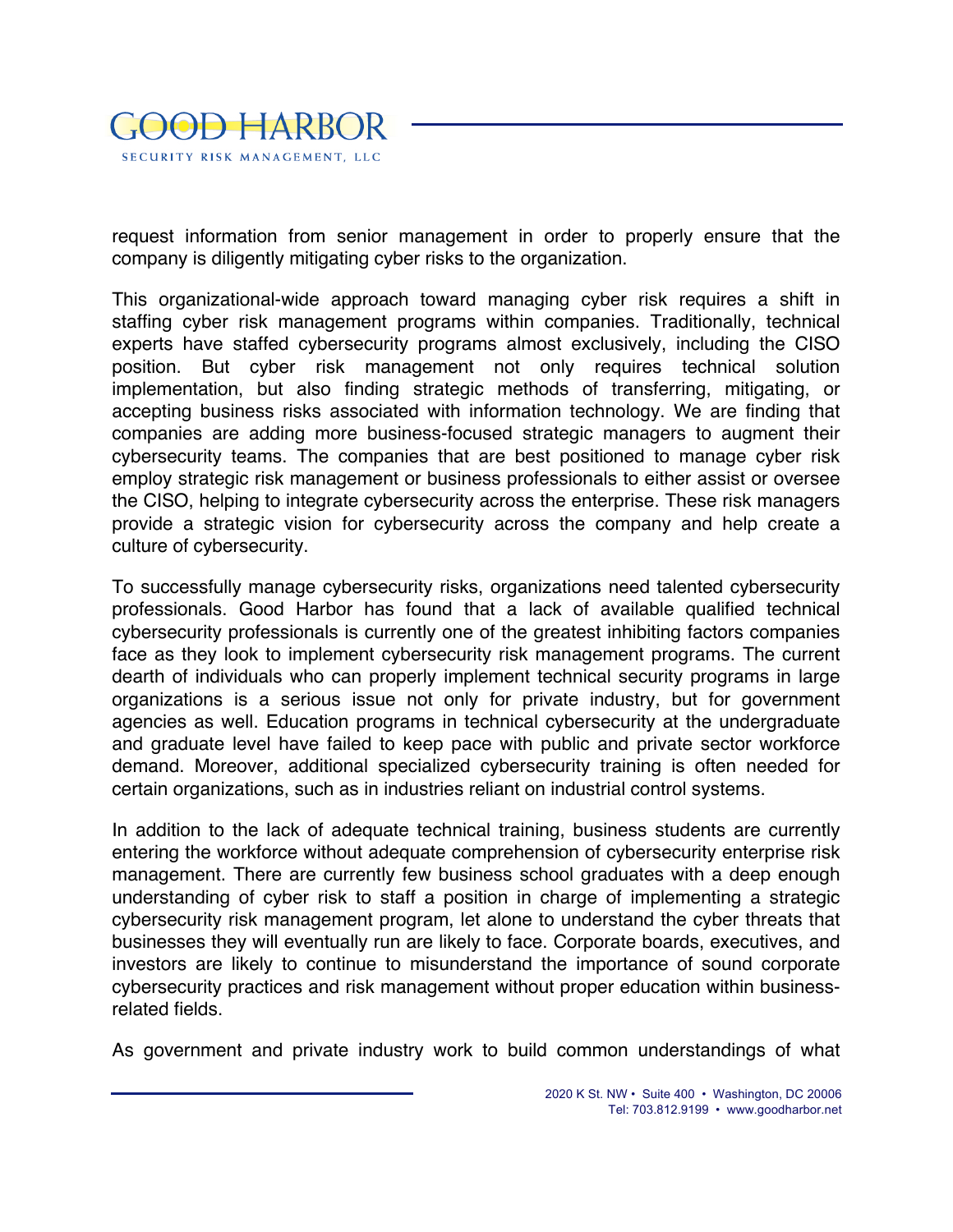request information from senior management in order to properly ensure that the company is diligently mitigating cyber risks to the organization.

This organizational-wide approach toward managing cyber risk requires a shift in staffing cyber risk management programs within companies. Traditionally, technical experts have staffed cybersecurity programs almost exclusively, including the CISO position. But cyber risk management not only requires technical solution implementation, but also finding strategic methods of transferring, mitigating, or accepting business risks associated with information technology. We are finding that companies are adding more business-focused strategic managers to augment their cybersecurity teams. The companies that are best positioned to manage cyber risk employ strategic risk management or business professionals to either assist or oversee the CISO, helping to integrate cybersecurity across the enterprise. These risk managers provide a strategic vision for cybersecurity across the company and help create a culture of cybersecurity.

To successfully manage cybersecurity risks, organizations need talented cybersecurity professionals. Good Harbor has found that a lack of available qualified technical cybersecurity professionals is currently one of the greatest inhibiting factors companies face as they look to implement cybersecurity risk management programs. The current dearth of individuals who can properly implement technical security programs in large organizations is a serious issue not only for private industry, but for government agencies as well. Education programs in technical cybersecurity at the undergraduate and graduate level have failed to keep pace with public and private sector workforce demand. Moreover, additional specialized cybersecurity training is often needed for certain organizations, such as in industries reliant on industrial control systems.

In addition to the lack of adequate technical training, business students are currently entering the workforce without adequate comprehension of cybersecurity enterprise risk management. There are currently few business school graduates with a deep enough understanding of cyber risk to staff a position in charge of implementing a strategic cybersecurity risk management program, let alone to understand the cyber threats that businesses they will eventually run are likely to face. Corporate boards, executives, and investors are likely to continue to misunderstand the importance of sound corporate cybersecurity practices and risk management without proper education within business-related fields.

As government and private industry work to build common understandings of what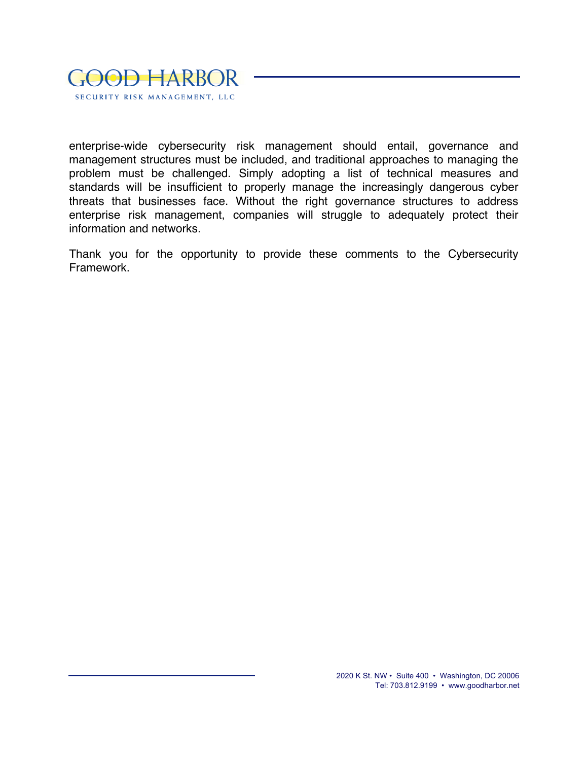enterprise-wide cybersecurity risk management should entail, governance and management structures must be included, and traditional approaches to managing the problem must be challenged. Simply adopting a list of technical measures and standards will be insufficient to properly manage the increasingly dangerous cyber threats that businesses face. Without the right governance structures to address enterprise risk management, companies will struggle to adequately protect their information and networks.

Thank you for the opportunity to provide these comments to the Cybersecurity Framework.